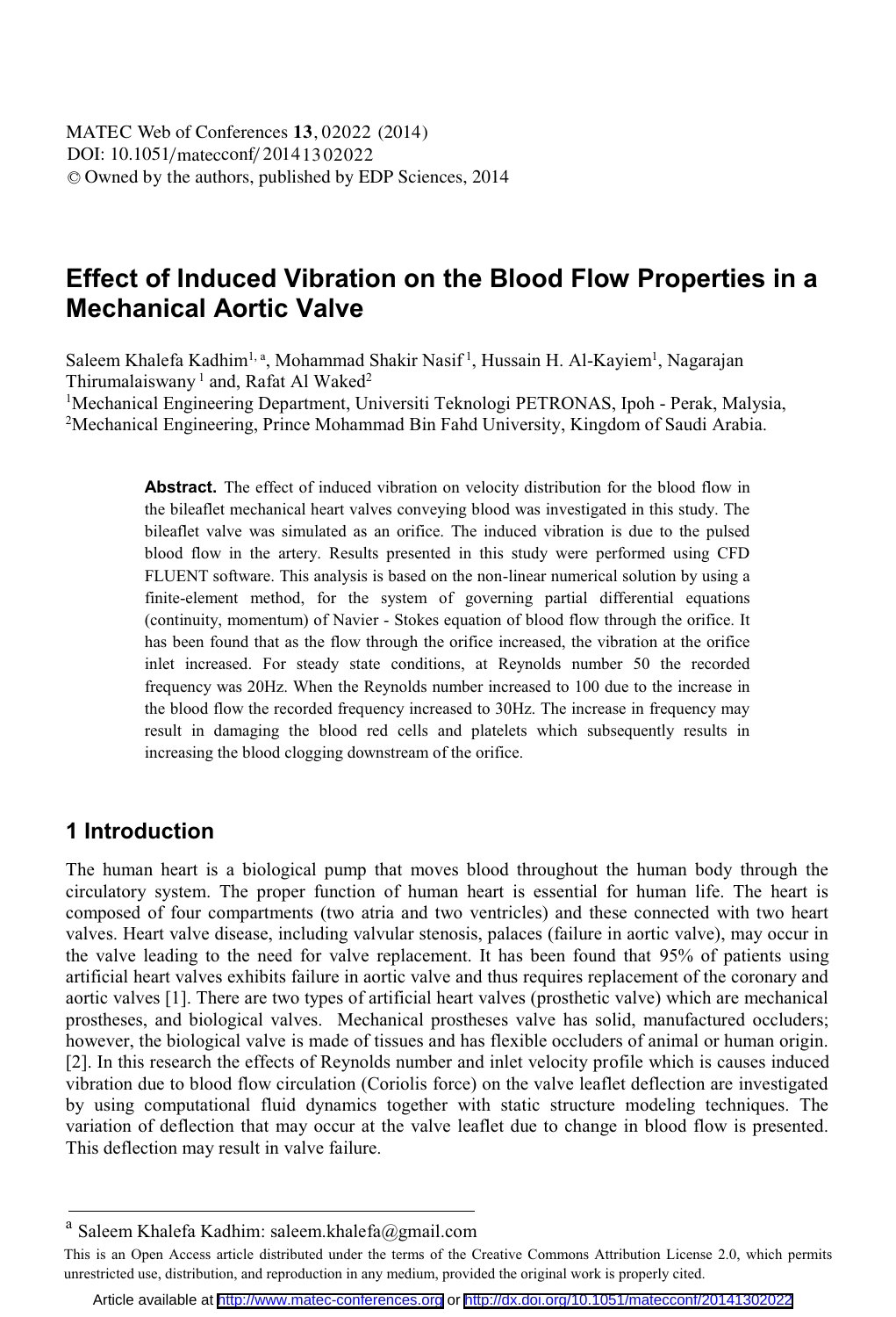# Effect of Induced Vibration on the Blood Flow Properties in a Mechanical Aortic Valve

Saleem Khalefa Kadhim[1, a], Mohammad Shakir Nasif [1], Hussain H. Al-Kayiem[1], Nagarajan Thirumalaiswany [1] and, Rafat Al Waked[2]

[1]Mechanical Engineering Department, Universiti Teknologi PETRONAS, Ipoh - Perak, Malysia,
[2]Mechanical Engineering, Prince Mohammad Bin Fahd University, Kingdom of Saudi Arabia.

**Abstract.** The effect of induced vibration on velocity distribution for the blood flow in the bileaflet mechanical heart valves conveying blood was investigated in this study. The bileaflet valve was simulated as an orifice. The induced vibration is due to the pulsed blood flow in the artery. Results presented in this study were performed using CFD FLUENT software. This analysis is based on the non-linear numerical solution by using a finite-element method, for the system of governing partial differential equations (continuity, momentum) of Navier - Stokes equation of blood flow through the orifice. It has been found that as the flow through the orifice increased, the vibration at the orifice inlet increased. For steady state conditions, at Reynolds number 50 the recorded frequency was 20Hz. When the Reynolds number increased to 100 due to the increase in the blood flow the recorded frequency increased to 30Hz. The increase in frequency may result in damaging the blood red cells and platelets which subsequently results in increasing the blood clogging downstream of the orifice.

## 1 Introduction

The human heart is a biological pump that moves blood throughout the human body through the circulatory system. The proper function of human heart is essential for human life. The heart is composed of four compartments (two atria and two ventricles) and these connected with two heart valves. Heart valve disease, including valvular stenosis, palaces (failure in aortic valve), may occur in the valve leading to the need for valve replacement. It has been found that 95% of patients using artificial heart valves exhibits failure in aortic valve and thus requires replacement of the coronary and aortic valves [1]. There are two types of artificial heart valves (prosthetic valve) which are mechanical prostheses, and biological valves. Mechanical prostheses valve has solid, manufactured occluders; however, the biological valve is made of tissues and has flexible occluders of animal or human origin. [2]. In this research the effects of Reynolds number and inlet velocity profile which is causes induced vibration due to blood flow circulation (Coriolis force) on the valve leaflet deflection are investigated by using computational fluid dynamics together with static structure modeling techniques. The variation of deflection that may occur at the valve leaflet due to change in blood flow is presented. This deflection may result in valve failure.

---

[a] Saleem Khalefa Kadhim: saleem.khalefa@gmail.com

This is an Open Access article distributed under the terms of the Creative Commons Attribution License 2.0, which permits unrestricted use, distribution, and reproduction in any medium, provided the original work is properly cited.

Article available at http://www.matec-conferences.org or http://dx.doi.org/10.1051/matecconf/20141302022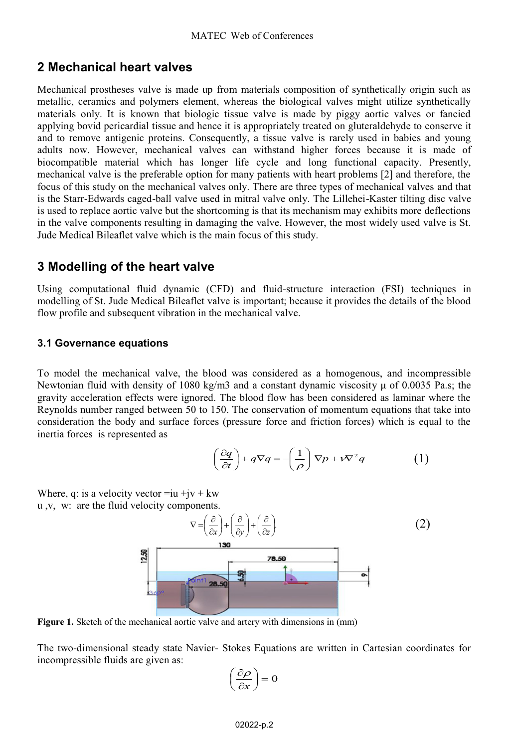## 2 Mechanical heart valves

Mechanical prostheses valve is made up from materials composition of synthetically origin such as metallic, ceramics and polymers element, whereas the biological valves might utilize synthetically materials only. It is known that biologic tissue valve is made by piggy aortic valves or fancied applying bovid pericardial tissue and hence it is appropriately treated on gluteraldehyde to conserve it and to remove antigenic proteins. Consequently, a tissue valve is rarely used in babies and young adults now. However, mechanical valves can withstand higher forces because it is made of biocompatible material which has longer life cycle and long functional capacity. Presently, mechanical valve is the preferable option for many patients with heart problems [2] and therefore, the focus of this study on the mechanical valves only. There are three types of mechanical valves and that is the Starr-Edwards caged-ball valve used in mitral valve only. The Lillehei-Kaster tilting disc valve is used to replace aortic valve but the shortcoming is that its mechanism may exhibits more deflections in the valve components resulting in damaging the valve. However, the most widely used valve is St. Jude Medical Bileaflet valve which is the main focus of this study.

## 3 Modelling of the heart valve

Using computational fluid dynamic (CFD) and fluid-structure interaction (FSI) techniques in modelling of St. Jude Medical Bileaflet valve is important; because it provides the details of the blood flow profile and subsequent vibration in the mechanical valve.

### 3.1 Governance equations

To model the mechanical valve, the blood was considered as a homogenous, and incompressible Newtonian fluid with density of 1080 kg/m3 and a constant dynamic viscosity μ of 0.0035 Pa.s; the gravity acceleration effects were ignored. The blood flow has been considered as laminar where the Reynolds number ranged between 50 to 150. The conservation of momentum equations that take into consideration the body and surface forces (pressure force and friction forces) which is equal to the inertia forces is represented as

$$\left(\frac{\partial q}{\partial t}\right) + q\nabla q = -\left(\frac{1}{\rho}\right)\nabla p + \nu\nabla^2 q \qquad (1)$$

Where, q: is a velocity vector =iu +jv + kw

u ,v, w: are the fluid velocity components.

$$\nabla = \left(\frac{\partial}{\partial x}\right) + \left(\frac{\partial}{\partial y}\right) + \left(\frac{\partial}{\partial z}\right). \qquad (2)$$

**Figure 1.** Sketch of the mechanical aortic valve and artery with dimensions in (mm)

The two-dimensional steady state Navier- Stokes Equations are written in Cartesian coordinates for incompressible fluids are given as:

$$\left(\frac{\partial \rho}{\partial x}\right) = 0$$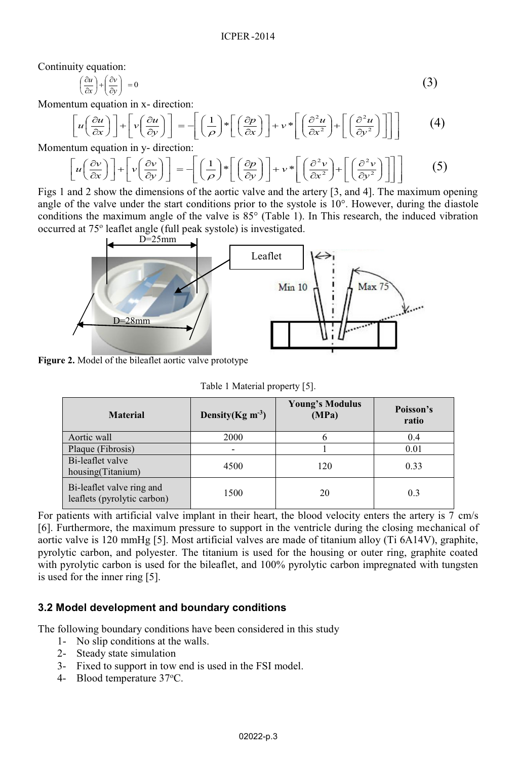Continuity equation:

$$\left(\frac{\partial u}{\partial x}\right)+\left(\frac{\partial v}{\partial y}\right)=0 \tag{3}$$

Momentum equation in x- direction:

$$\left[u\left(\frac{\partial u}{\partial x}\right)\right]+\left[v\left(\frac{\partial u}{\partial y}\right)\right]=-\left[\left(\frac{1}{\rho}\right)*\left[\left(\frac{\partial p}{\partial x}\right)\right]+v*\left[\left(\frac{\partial^2 u}{\partial x^2}\right)+\left[\left(\frac{\partial^2 u}{\partial y^2}\right)\right]\right]\right] \tag{4}$$

Momentum equation in y- direction:

$$\left[u\left(\frac{\partial v}{\partial x}\right)\right]+\left[v\left(\frac{\partial v}{\partial y}\right)\right]=-\left[\left(\frac{1}{\rho}\right)*\left[\left(\frac{\partial p}{\partial y}\right)\right]+v*\left[\left(\frac{\partial^2 v}{\partial x^2}\right)+\left[\left(\frac{\partial^2 v}{\partial y^2}\right)\right]\right]\right] \tag{5}$$

Figs 1 and 2 show the dimensions of the aortic valve and the artery [3, and 4]. The maximum opening angle of the valve under the start conditions prior to the systole is 10°. However, during the diastole conditions the maximum angle of the valve is 85° (Table 1). In This research, the induced vibration occurred at 75° leaflet angle (full peak systole) is investigated.

D=25mm

Leaflet

D=28mm

Min 10

Max 75

**Figure 2.** Model of the bileaflet aortic valve prototype

Table 1 Material property [5].

| Material | Density(Kg m$^{-3}$) | Young's Modulus (MPa) | Poisson's ratio |
|---|---|---|---|
| Aortic wall | 2000 | 6 | 0.4 |
| Plaque (Fibrosis) | - | 1 | 0.01 |
| Bi-leaflet valve housing(Titanium) | 4500 | 120 | 0.33 |
| Bi-leaflet valve ring and leaflets (pyrolytic carbon) | 1500 | 20 | 0.3 |

For patients with artificial valve implant in their heart, the blood velocity enters the artery is 7 cm/s [6]. Furthermore, the maximum pressure to support in the ventricle during the closing mechanical of aortic valve is 120 mmHg [5]. Most artificial valves are made of titanium alloy (Ti 6A14V), graphite, pyrolytic carbon, and polyester. The titanium is used for the housing or outer ring, graphite coated with pyrolytic carbon is used for the bileaflet, and 100% pyrolytic carbon impregnated with tungsten is used for the inner ring [5].

### 3.2 Model development and boundary conditions

The following boundary conditions have been considered in this study

1- No slip conditions at the walls.
2- Steady state simulation
3- Fixed to support in tow end is used in the FSI model.
4- Blood temperature 37°C.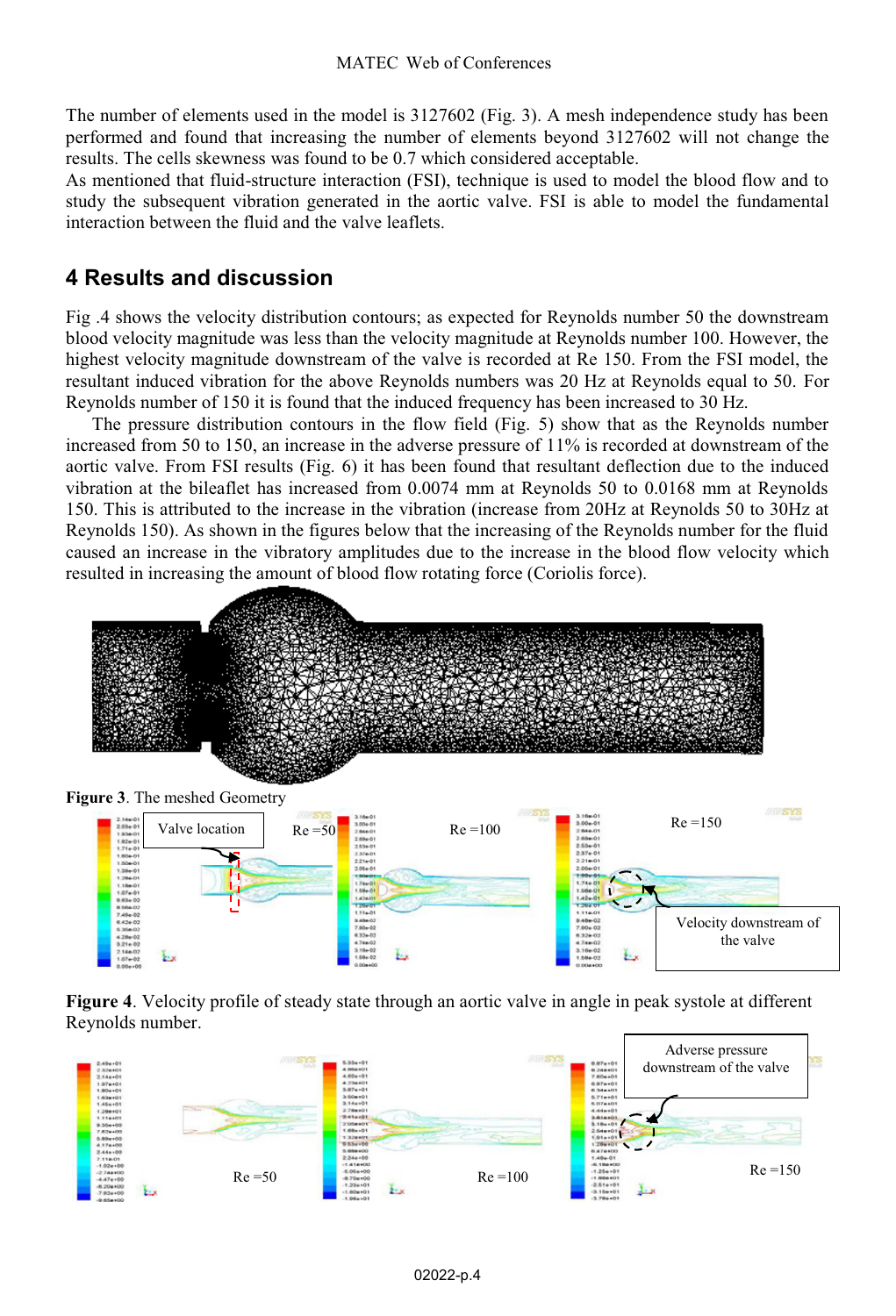The number of elements used in the model is 3127602 (Fig. 3). A mesh independence study has been performed and found that increasing the number of elements beyond 3127602 will not change the results. The cells skewness was found to be 0.7 which considered acceptable.

As mentioned that fluid-structure interaction (FSI), technique is used to model the blood flow and to study the subsequent vibration generated in the aortic valve. FSI is able to model the fundamental interaction between the fluid and the valve leaflets.

## 4 Results and discussion

Fig .4 shows the velocity distribution contours; as expected for Reynolds number 50 the downstream blood velocity magnitude was less than the velocity magnitude at Reynolds number 100. However, the highest velocity magnitude downstream of the valve is recorded at Re 150. From the FSI model, the resultant induced vibration for the above Reynolds numbers was 20 Hz at Reynolds equal to 50. For Reynolds number of 150 it is found that the induced frequency has been increased to 30 Hz.

The pressure distribution contours in the flow field (Fig. 5) show that as the Reynolds number increased from 50 to 150, an increase in the adverse pressure of 11% is recorded at downstream of the aortic valve. From FSI results (Fig. 6) it has been found that resultant deflection due to the induced vibration at the bileaflet has increased from 0.0074 mm at Reynolds 50 to 0.0168 mm at Reynolds 150. This is attributed to the increase in the vibration (increase from 20Hz at Reynolds 50 to 30Hz at Reynolds 150). As shown in the figures below that the increasing of the Reynolds number for the fluid caused an increase in the vibratory amplitudes due to the increase in the blood flow velocity which resulted in increasing the amount of blood flow rotating force (Coriolis force).

**Figure 3**. The meshed Geometry

**Figure 4**. Velocity profile of steady state through an aortic valve in angle in peak systole at different Reynolds number.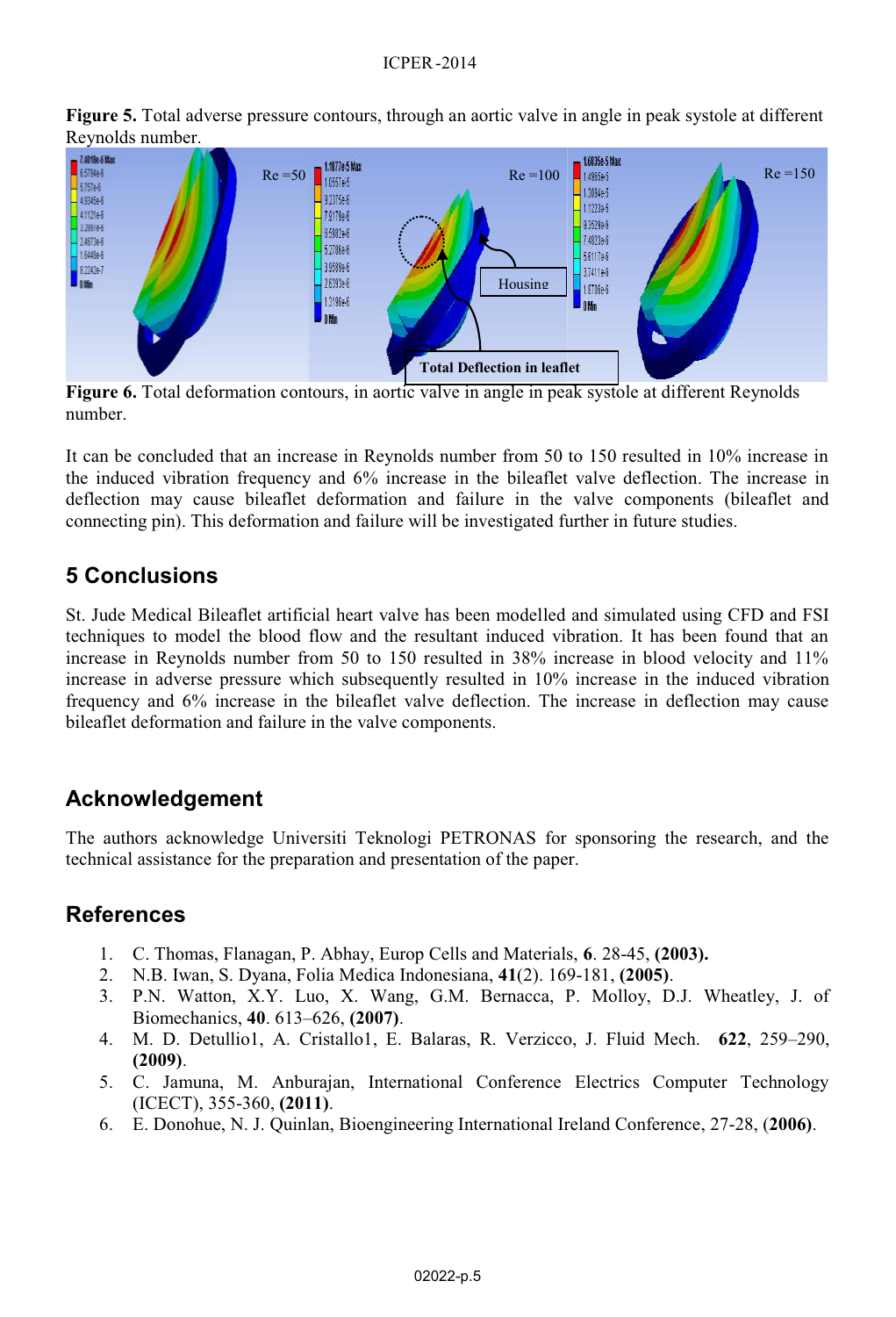**Figure 5.** Total adverse pressure contours, through an aortic valve in angle in peak systole at different Reynolds number.

Re =50

Re =100

Re =150

Housing

Total Deflection in leaflet

**Figure 6.** Total deformation contours, in aortic valve in angle in peak systole at different Reynolds number.

It can be concluded that an increase in Reynolds number from 50 to 150 resulted in 10% increase in the induced vibration frequency and 6% increase in the bileaflet valve deflection. The increase in deflection may cause bileaflet deformation and failure in the valve components (bileaflet and connecting pin). This deformation and failure will be investigated further in future studies.

## 5 Conclusions

St. Jude Medical Bileaflet artificial heart valve has been modelled and simulated using CFD and FSI techniques to model the blood flow and the resultant induced vibration. It has been found that an increase in Reynolds number from 50 to 150 resulted in 38% increase in blood velocity and 11% increase in adverse pressure which subsequently resulted in 10% increase in the induced vibration frequency and 6% increase in the bileaflet valve deflection. The increase in deflection may cause bileaflet deformation and failure in the valve components.

## Acknowledgement

The authors acknowledge Universiti Teknologi PETRONAS for sponsoring the research, and the technical assistance for the preparation and presentation of the paper.

## References

1. C. Thomas, Flanagan, P. Abhay, Europ Cells and Materials, **6**. 28-45, **(2003).**
2. N.B. Iwan, S. Dyana, Folia Medica Indonesiana, **41**(2). 169-181, **(2005)**.
3. P.N. Watton, X.Y. Luo, X. Wang, G.M. Bernacca, P. Molloy, D.J. Wheatley, J. of Biomechanics, **40**. 613–626, **(2007)**.
4. M. D. Detullio1, A. Cristallo1, E. Balaras, R. Verzicco, J. Fluid Mech. **622**, 259–290, **(2009)**.
5. C. Jamuna, M. Anburajan, International Conference Electrics Computer Technology (ICECT), 355-360, **(2011)**.
6. E. Donohue, N. J. Quinlan, Bioengineering International Ireland Conference, 27-28, (**2006**).